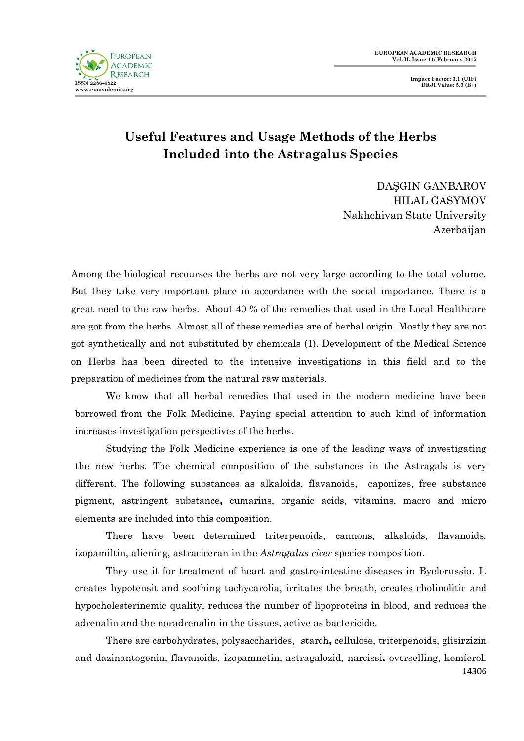# Useful Features and Usage Methods of the Herbs Included into the Astragalus Species

DAŞGIN GANBAROV
HILAL GASYMOV
Nakhchivan State University
Azerbaijan

Among the biological recourses the herbs are not very large according to the total volume. But they take very important place in accordance with the social importance. There is a great need to the raw herbs. About 40 % of the remedies that used in the Local Healthcare are got from the herbs. Almost all of these remedies are of herbal origin. Mostly they are not got synthetically and not substituted by chemicals (1). Development of the Medical Science on Herbs has been directed to the intensive investigations in this field and to the preparation of medicines from the natural raw materials.

We know that all herbal remedies that used in the modern medicine have been borrowed from the Folk Medicine. Paying special attention to such kind of information increases investigation perspectives of the herbs.

Studying the Folk Medicine experience is one of the leading ways of investigating the new herbs. The chemical composition of the substances in the Astragals is very different. The following substances as alkaloids, flavanoids, caponizes, free substance pigment, astringent substance**,** cumarins, organic acids, vitamins, macro and micro elements are included into this composition.

There have been determined triterpenoids, cannons, alkaloids, flavanoids, izopamiltin, aliening, astraciceran in the *Astragalus cicer* species composition.

They use it for treatment of heart and gastro-intestine diseases in Byelorussia. It creates hypotensit and soothing tachycarolia, irritates the breath, creates cholinolitic and hypocholesterinemic quality, reduces the number of lipoproteins in blood, and reduces the adrenalin and the noradrenalin in the tissues, active as bactericide.

There are carbohydrates, polysaccharides, starch**,** cellulose, triterpenoids, glisirzizin and dazinantogenin, flavanoids, izopamnetin, astragalozid, narcissi**,** overselling, kemferol,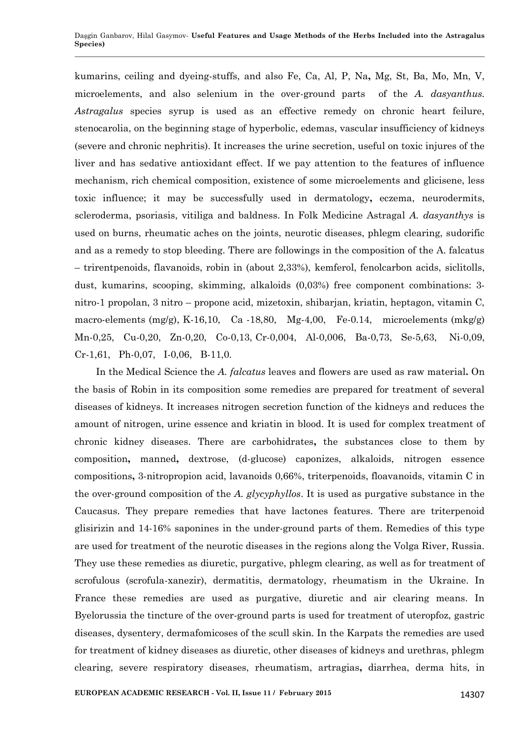kumarins, ceiling and dyeing-stuffs, and also Fe, Ca, Al, P, Na**,** Mg, St, Ba, Mo, Mn, V, microelements, and also selenium in the over-ground parts of the *A. dasyanthus*. *Astragalus* species syrup is used as an effective remedy on chronic heart feilure, stenocarolia, on the beginning stage of hyperbolic, edemas, vascular insufficiency of kidneys (severe and chronic nephritis). It increases the urine secretion, useful on toxic injures of the liver and has sedative antioxidant effect. If we pay attention to the features of influence mechanism, rich chemical composition, existence of some microelements and glicisene, less toxic influence; it may be successfully used in dermatology**,** eczema, neurodermits, scleroderma, psoriasis, vitiliga and baldness. In Folk Medicine Astragal *A. dasyanthys* is used on burns, rheumatic aches on the joints, neurotic diseases, phlegm clearing, sudorific and as a remedy to stop bleeding. There are followings in the composition of the A. falcatus – trirentpenoids, flavanoids, robin in (about 2,33%), kemferol, fenolcarbon acids, siclitolls, dust, kumarins, scooping, skimming, alkaloids (0,03%) free component combinations: 3-nitro-1 propolan, 3 nitro – propone acid, mizetoxin, shibarjan, kriatin, heptagon, vitamin C, macro-elements (mg/g), K-16,10, Ca -18,80, Mg-4,00, Fe-0.14, microelements (mkg/g) Mn-0,25, Cu-0,20, Zn-0,20, Co-0,13, Cr-0,004, Al-0,006, Ba-0,73, Se-5,63, Ni-0,09, Cr-1,61, Ph-0,07, I-0,06, B-11,0.

In the Medical Science the *A. falcatus* leaves and flowers are used as raw material**.** On the basis of Robin in its composition some remedies are prepared for treatment of several diseases of kidneys. It increases nitrogen secretion function of the kidneys and reduces the amount of nitrogen, urine essence and kriatin in blood. It is used for complex treatment of chronic kidney diseases. There are carbohidrates**,** the substances close to them by composition**,** manned**,** dextrose, (d-glucose) caponizes, alkaloids, nitrogen essence compositions**,** 3-nitropropion acid, lavanoids 0,66%, triterpenoids, floavanoids, vitamin C in the over-ground composition of the *A. glycyphyllos*. It is used as purgative substance in the Caucasus. They prepare remedies that have lactones features. There are triterpenoid glisirizin and 14-16% saponines in the under-ground parts of them. Remedies of this type are used for treatment of the neurotic diseases in the regions along the Volga River, Russia. They use these remedies as diuretic, purgative, phlegm clearing, as well as for treatment of scrofulous (scrofula-xanezir), dermatitis, dermatology, rheumatism in the Ukraine. In France these remedies are used as purgative, diuretic and air clearing means. In Byelorussia the tincture of the over-ground parts is used for treatment of uteropfoz, gastric diseases, dysentery, dermafomicoses of the scull skin. In the Karpats the remedies are used for treatment of kidney diseases as diuretic, other diseases of kidneys and urethras, phlegm clearing, severe respiratory diseases, rheumatism, artragias**,** diarrhea, derma hits, in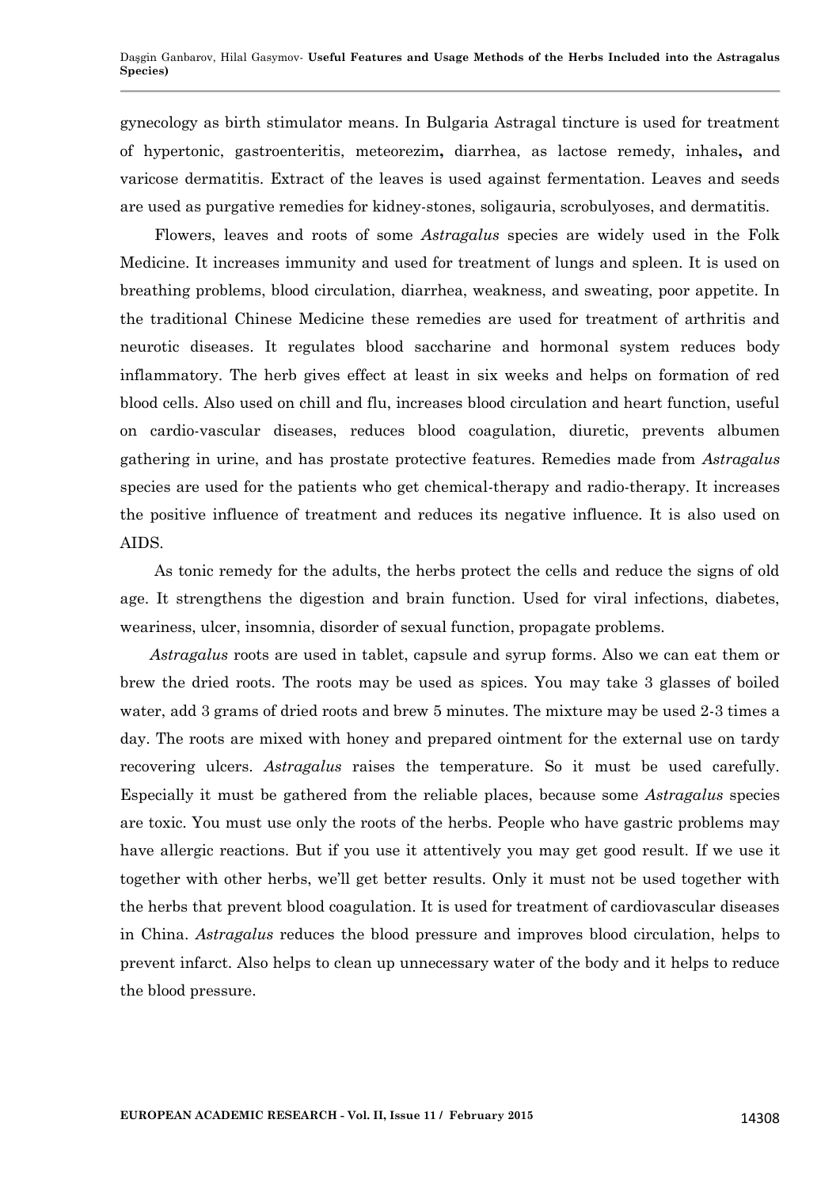gynecology as birth stimulator means. In Bulgaria Astragal tincture is used for treatment of hypertonic, gastroenteritis, meteorezim**,** diarrhea, as lactose remedy, inhales**,** and varicose dermatitis. Extract of the leaves is used against fermentation. Leaves and seeds are used as purgative remedies for kidney-stones, soligauria, scrobulyoses, and dermatitis.

Flowers, leaves and roots of some *Astragalus* species are widely used in the Folk Medicine. It increases immunity and used for treatment of lungs and spleen. It is used on breathing problems, blood circulation, diarrhea, weakness, and sweating, poor appetite. In the traditional Chinese Medicine these remedies are used for treatment of arthritis and neurotic diseases. It regulates blood saccharine and hormonal system reduces body inflammatory. The herb gives effect at least in six weeks and helps on formation of red blood cells. Also used on chill and flu, increases blood circulation and heart function, useful on cardio-vascular diseases, reduces blood coagulation, diuretic, prevents albumen gathering in urine, and has prostate protective features. Remedies made from *Astragalus* species are used for the patients who get chemical-therapy and radio-therapy. It increases the positive influence of treatment and reduces its negative influence. It is also used on AIDS.

As tonic remedy for the adults, the herbs protect the cells and reduce the signs of old age. It strengthens the digestion and brain function. Used for viral infections, diabetes, weariness, ulcer, insomnia, disorder of sexual function, propagate problems.

*Astragalus* roots are used in tablet, capsule and syrup forms. Also we can eat them or brew the dried roots. The roots may be used as spices. You may take 3 glasses of boiled water, add 3 grams of dried roots and brew 5 minutes. The mixture may be used 2-3 times a day. The roots are mixed with honey and prepared ointment for the external use on tardy recovering ulcers. *Astragalus* raises the temperature. So it must be used carefully. Especially it must be gathered from the reliable places, because some *Astragalus* species are toxic. You must use only the roots of the herbs. People who have gastric problems may have allergic reactions. But if you use it attentively you may get good result. If we use it together with other herbs, we'll get better results. Only it must not be used together with the herbs that prevent blood coagulation. It is used for treatment of cardiovascular diseases in China. *Astragalus* reduces the blood pressure and improves blood circulation, helps to prevent infarct. Also helps to clean up unnecessary water of the body and it helps to reduce the blood pressure.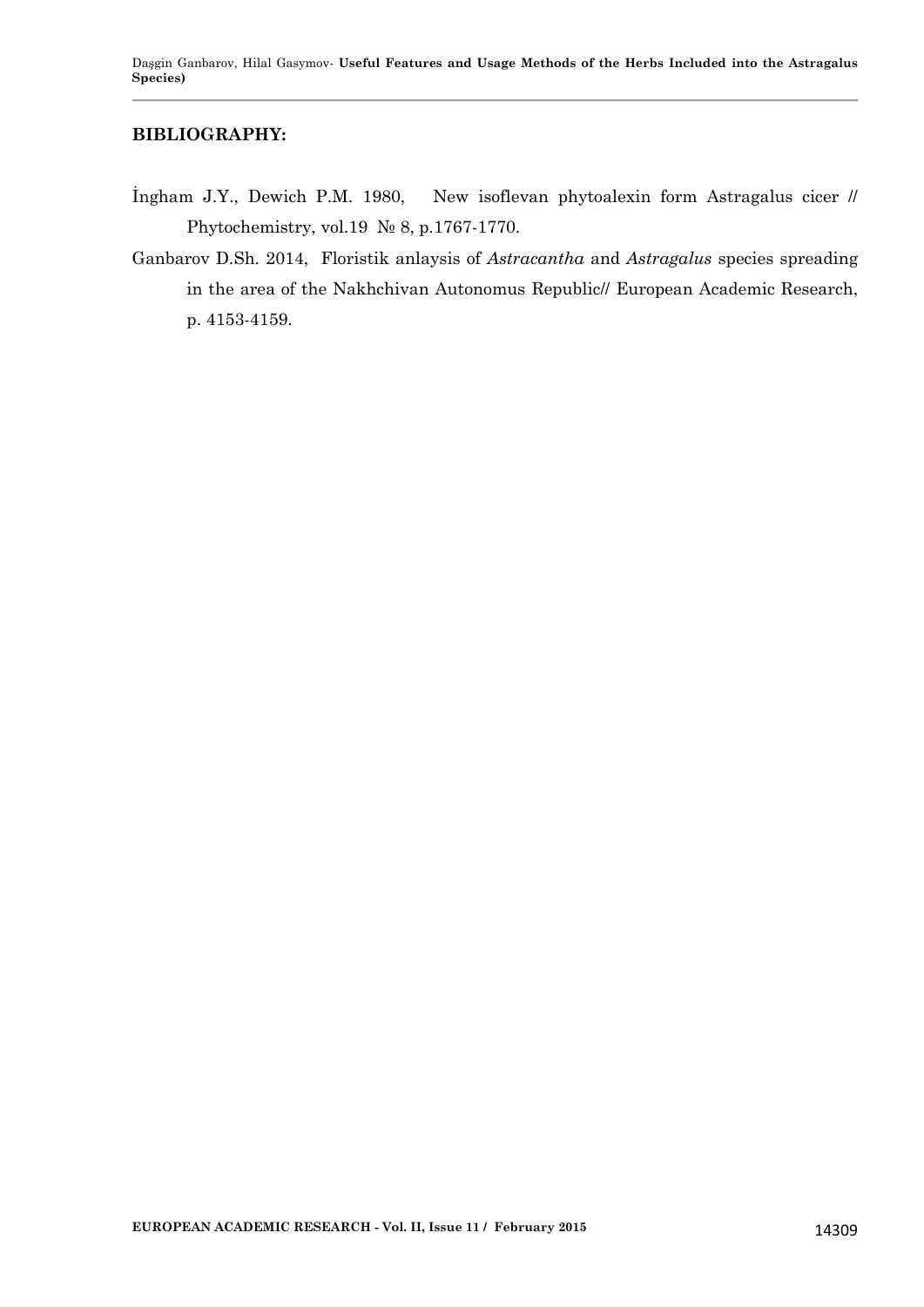**BIBLIOGRAPHY:**

İngham J.Y., Dewich P.M. 1980, New isoflevan phytoalexin form Astragalus cicer // Phytochemistry, vol.19 № 8, p.1767-1770.

Ganbarov D.Sh. 2014, Floristik anlaysis of *Astracantha* and *Astragalus* species spreading in the area of the Nakhchivan Autonomus Republic// European Academic Research, p. 4153-4159.